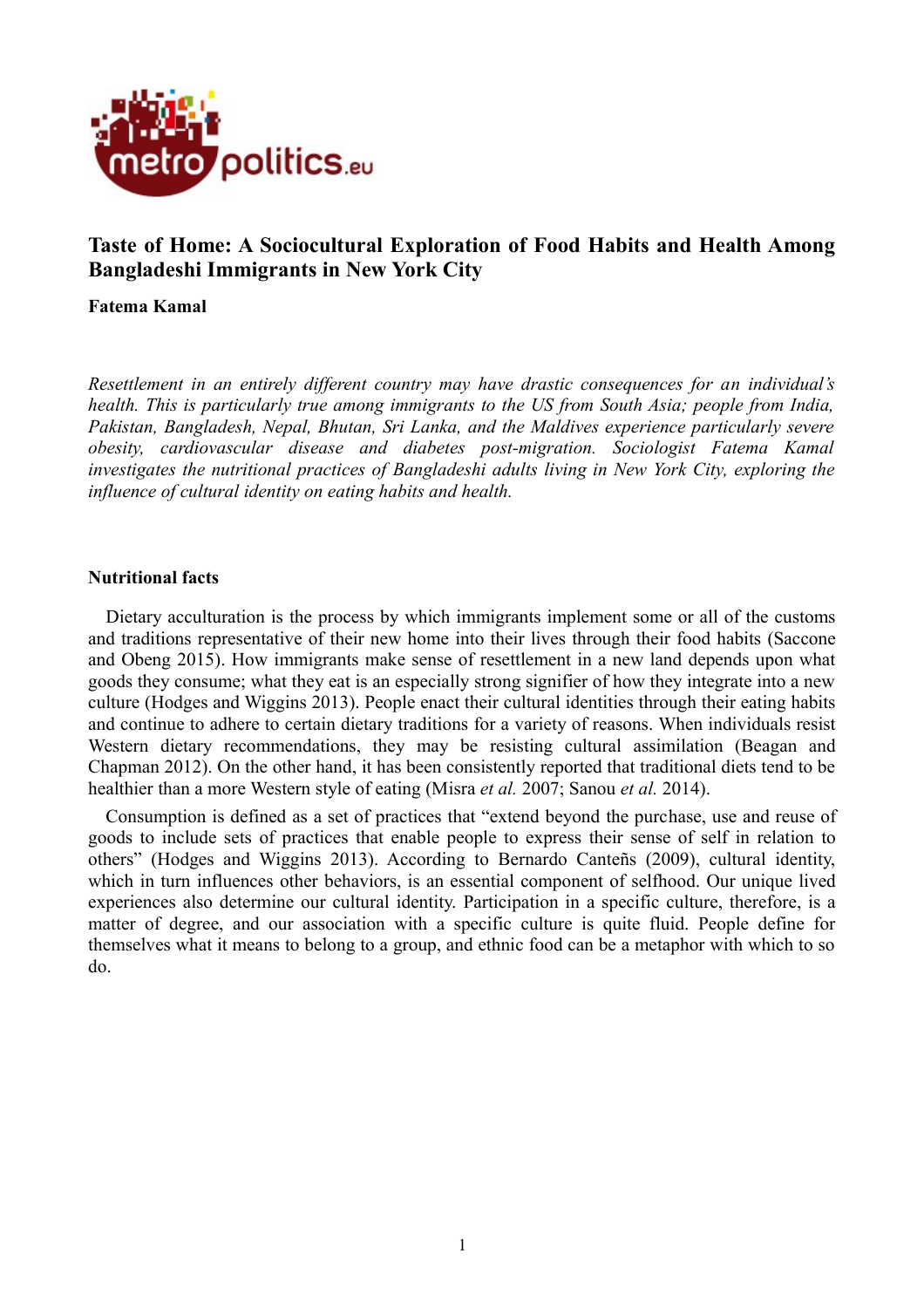# Taste of Home: A Sociocultural Exploration of Food Habits and Health Among Bangladeshi Immigrants in New York City

**Fatema Kamal**

*Resettlement in an entirely different country may have drastic consequences for an individual's health. This is particularly true among immigrants to the US from South Asia; people from India, Pakistan, Bangladesh, Nepal, Bhutan, Sri Lanka, and the Maldives experience particularly severe obesity, cardiovascular disease and diabetes post-migration. Sociologist Fatema Kamal investigates the nutritional practices of Bangladeshi adults living in New York City, exploring the influence of cultural identity on eating habits and health.*

## Nutritional facts

Dietary acculturation is the process by which immigrants implement some or all of the customs and traditions representative of their new home into their lives through their food habits (Saccone and Obeng 2015). How immigrants make sense of resettlement in a new land depends upon what goods they consume; what they eat is an especially strong signifier of how they integrate into a new culture (Hodges and Wiggins 2013). People enact their cultural identities through their eating habits and continue to adhere to certain dietary traditions for a variety of reasons. When individuals resist Western dietary recommendations, they may be resisting cultural assimilation (Beagan and Chapman 2012). On the other hand, it has been consistently reported that traditional diets tend to be healthier than a more Western style of eating (Misra *et al.* 2007; Sanou *et al.* 2014).

Consumption is defined as a set of practices that "extend beyond the purchase, use and reuse of goods to include sets of practices that enable people to express their sense of self in relation to others" (Hodges and Wiggins 2013). According to Bernardo Canteñs (2009), cultural identity, which in turn influences other behaviors, is an essential component of selfhood. Our unique lived experiences also determine our cultural identity. Participation in a specific culture, therefore, is a matter of degree, and our association with a specific culture is quite fluid. People define for themselves what it means to belong to a group, and ethnic food can be a metaphor with which to so do.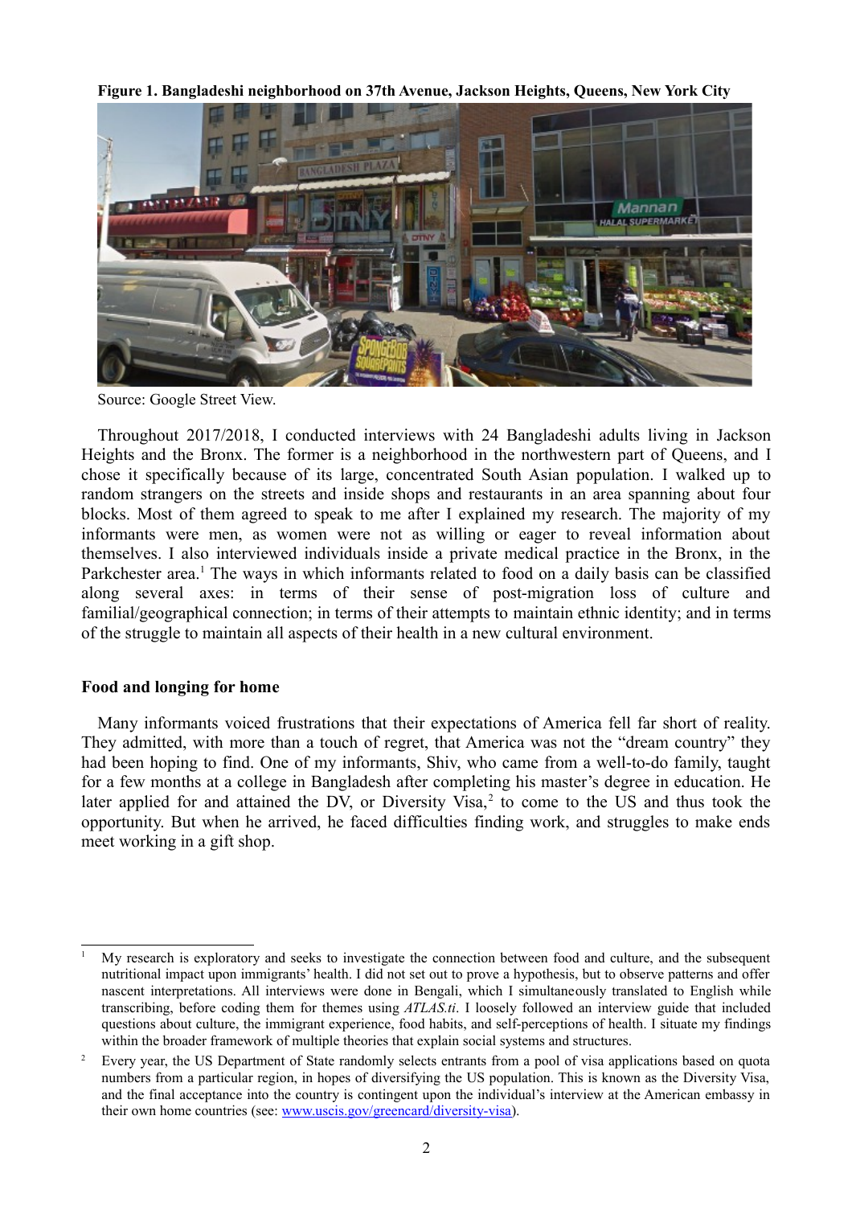**Figure 1. Bangladeshi neighborhood on 37th Avenue, Jackson Heights, Queens, New York City**

Source: Google Street View.

Throughout 2017/2018, I conducted interviews with 24 Bangladeshi adults living in Jackson Heights and the Bronx. The former is a neighborhood in the northwestern part of Queens, and I chose it specifically because of its large, concentrated South Asian population. I walked up to random strangers on the streets and inside shops and restaurants in an area spanning about four blocks. Most of them agreed to speak to me after I explained my research. The majority of my informants were men, as women were not as willing or eager to reveal information about themselves. I also interviewed individuals inside a private medical practice in the Bronx, in the Parkchester area.[1] The ways in which informants related to food on a daily basis can be classified along several axes: in terms of their sense of post-migration loss of culture and familial/geographical connection; in terms of their attempts to maintain ethnic identity; and in terms of the struggle to maintain all aspects of their health in a new cultural environment.

## Food and longing for home

Many informants voiced frustrations that their expectations of America fell far short of reality. They admitted, with more than a touch of regret, that America was not the "dream country" they had been hoping to find. One of my informants, Shiv, who came from a well-to-do family, taught for a few months at a college in Bangladesh after completing his master's degree in education. He later applied for and attained the DV, or Diversity Visa,[2] to come to the US and thus took the opportunity. But when he arrived, he faced difficulties finding work, and struggles to make ends meet working in a gift shop.

---

[1] My research is exploratory and seeks to investigate the connection between food and culture, and the subsequent nutritional impact upon immigrants' health. I did not set out to prove a hypothesis, but to observe patterns and offer nascent interpretations. All interviews were done in Bengali, which I simultaneously translated to English while transcribing, before coding them for themes using *ATLAS.ti*. I loosely followed an interview guide that included questions about culture, the immigrant experience, food habits, and self-perceptions of health. I situate my findings within the broader framework of multiple theories that explain social systems and structures.

[2] Every year, the US Department of State randomly selects entrants from a pool of visa applications based on quota numbers from a particular region, in hopes of diversifying the US population. This is known as the Diversity Visa, and the final acceptance into the country is contingent upon the individual's interview at the American embassy in their own home countries (see: www.uscis.gov/greencard/diversity-visa).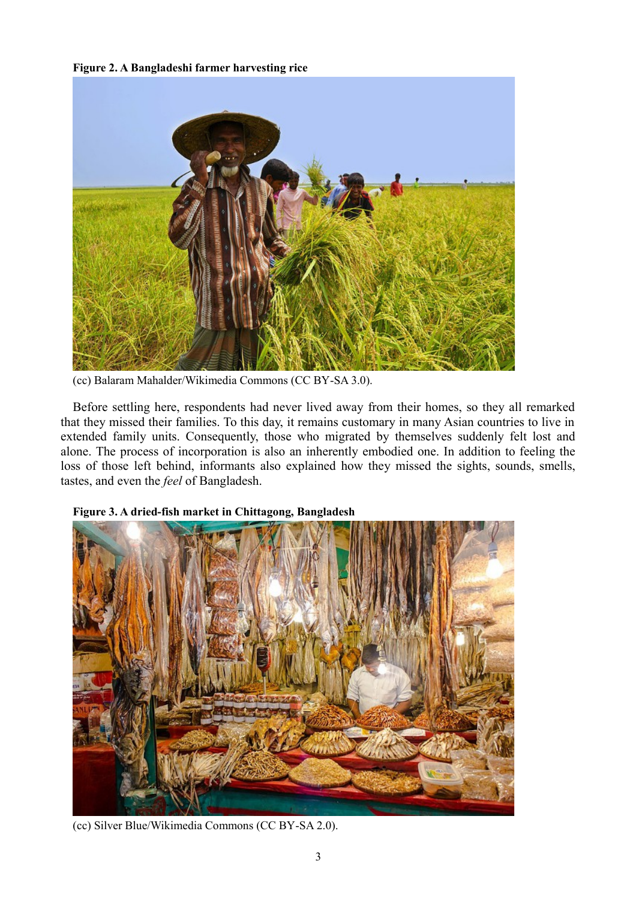**Figure 2. A Bangladeshi farmer harvesting rice**

(cc) Balaram Mahalder/Wikimedia Commons (CC BY-SA 3.0).

Before settling here, respondents had never lived away from their homes, so they all remarked that they missed their families. To this day, it remains customary in many Asian countries to live in extended family units. Consequently, those who migrated by themselves suddenly felt lost and alone. The process of incorporation is also an inherently embodied one. In addition to feeling the loss of those left behind, informants also explained how they missed the sights, sounds, smells, tastes, and even the *feel* of Bangladesh.

**Figure 3. A dried-fish market in Chittagong, Bangladesh**

(cc) Silver Blue/Wikimedia Commons (CC BY-SA 2.0).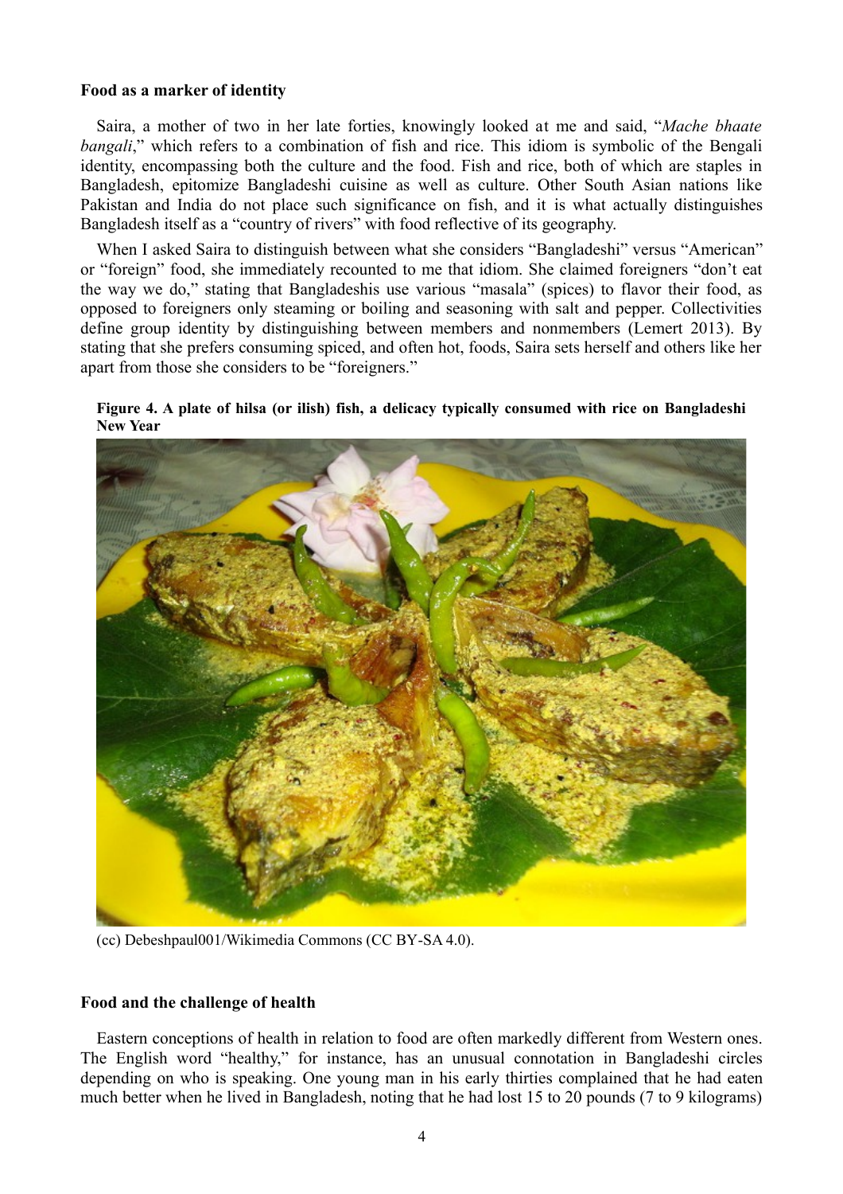**Food as a marker of identity**

Saira, a mother of two in her late forties, knowingly looked at me and said, "*Mache bhaate bangali*," which refers to a combination of fish and rice. This idiom is symbolic of the Bengali identity, encompassing both the culture and the food. Fish and rice, both of which are staples in Bangladesh, epitomize Bangladeshi cuisine as well as culture. Other South Asian nations like Pakistan and India do not place such significance on fish, and it is what actually distinguishes Bangladesh itself as a "country of rivers" with food reflective of its geography.

When I asked Saira to distinguish between what she considers "Bangladeshi" versus "American" or "foreign" food, she immediately recounted to me that idiom. She claimed foreigners "don't eat the way we do," stating that Bangladeshis use various "masala" (spices) to flavor their food, as opposed to foreigners only steaming or boiling and seasoning with salt and pepper. Collectivities define group identity by distinguishing between members and nonmembers (Lemert 2013). By stating that she prefers consuming spiced, and often hot, foods, Saira sets herself and others like her apart from those she considers to be "foreigners."

**Figure 4. A plate of hilsa (or ilish) fish, a delicacy typically consumed with rice on Bangladeshi New Year**

(cc) Debeshpaul001/Wikimedia Commons (CC BY-SA 4.0).

**Food and the challenge of health**

Eastern conceptions of health in relation to food are often markedly different from Western ones. The English word "healthy," for instance, has an unusual connotation in Bangladeshi circles depending on who is speaking. One young man in his early thirties complained that he had eaten much better when he lived in Bangladesh, noting that he had lost 15 to 20 pounds (7 to 9 kilograms)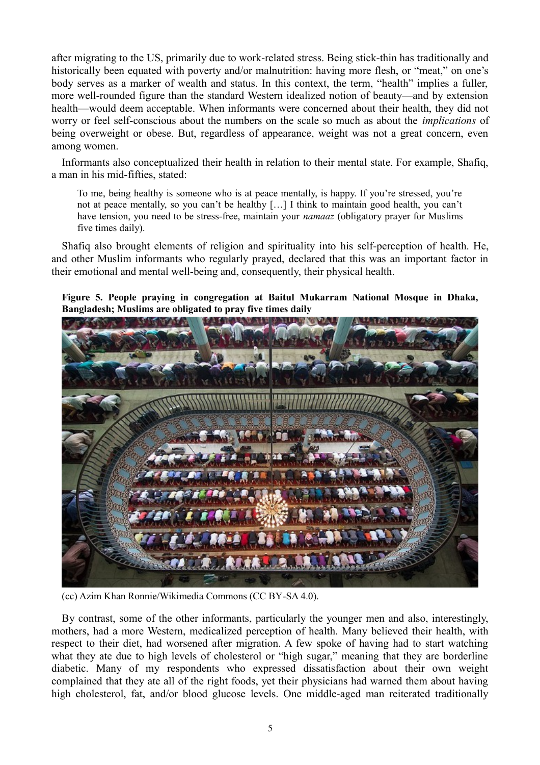after migrating to the US, primarily due to work-related stress. Being stick-thin has traditionally and historically been equated with poverty and/or malnutrition: having more flesh, or "meat," on one's body serves as a marker of wealth and status. In this context, the term, "health" implies a fuller, more well-rounded figure than the standard Western idealized notion of beauty—and by extension health—would deem acceptable. When informants were concerned about their health, they did not worry or feel self-conscious about the numbers on the scale so much as about the *implications* of being overweight or obese. But, regardless of appearance, weight was not a great concern, even among women.

Informants also conceptualized their health in relation to their mental state. For example, Shafiq, a man in his mid-fifties, stated:

> To me, being healthy is someone who is at peace mentally, is happy. If you're stressed, you're not at peace mentally, so you can't be healthy […] I think to maintain good health, you can't have tension, you need to be stress-free, maintain your *namaaz* (obligatory prayer for Muslims five times daily).

Shafiq also brought elements of religion and spirituality into his self-perception of health. He, and other Muslim informants who regularly prayed, declared that this was an important factor in their emotional and mental well-being and, consequently, their physical health.

**Figure 5. People praying in congregation at Baitul Mukarram National Mosque in Dhaka, Bangladesh; Muslims are obligated to pray five times daily**

(cc) Azim Khan Ronnie/Wikimedia Commons (CC BY-SA 4.0).

By contrast, some of the other informants, particularly the younger men and also, interestingly, mothers, had a more Western, medicalized perception of health. Many believed their health, with respect to their diet, had worsened after migration. A few spoke of having had to start watching what they ate due to high levels of cholesterol or "high sugar," meaning that they are borderline diabetic. Many of my respondents who expressed dissatisfaction about their own weight complained that they ate all of the right foods, yet their physicians had warned them about having high cholesterol, fat, and/or blood glucose levels. One middle-aged man reiterated traditionally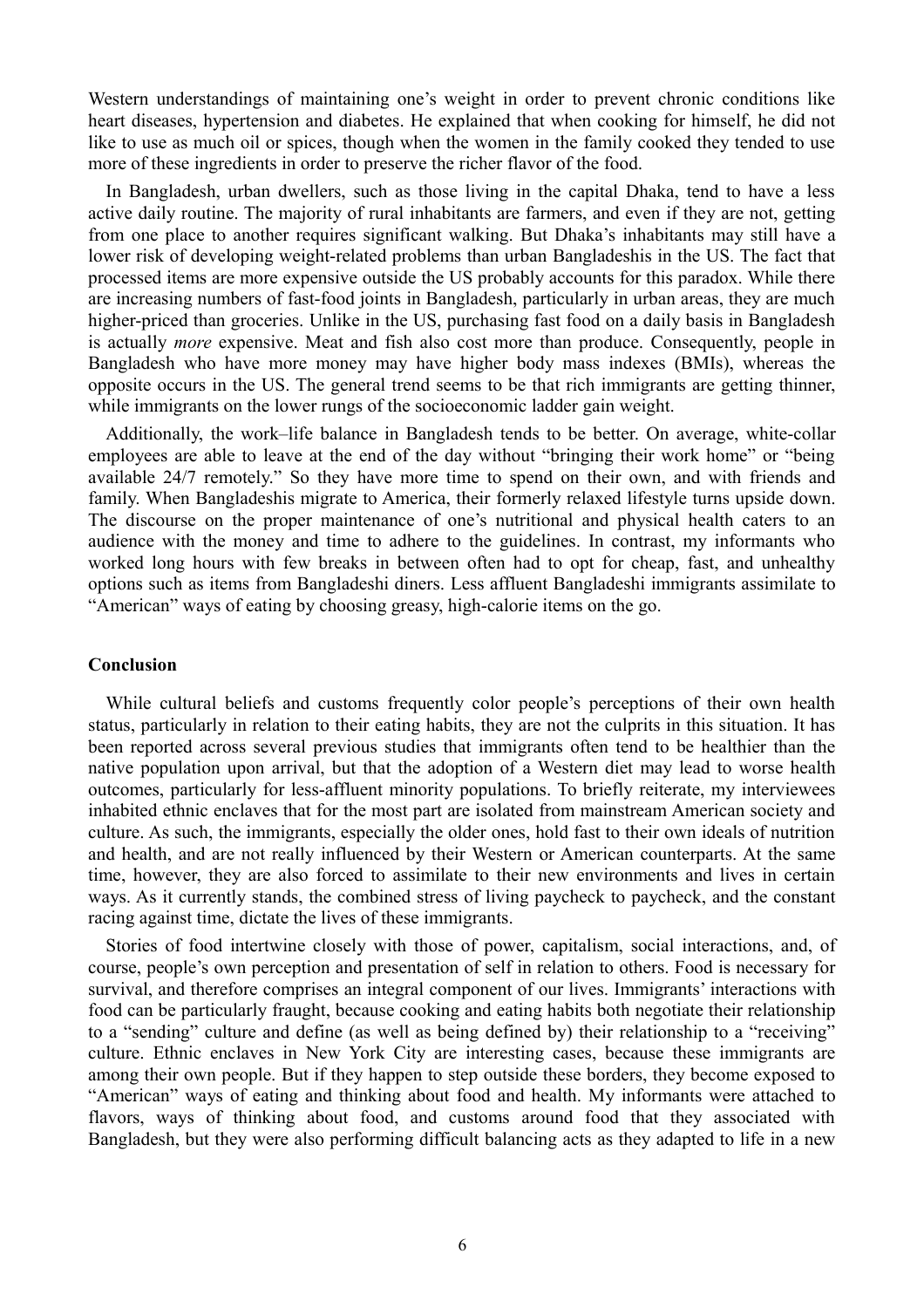Western understandings of maintaining one's weight in order to prevent chronic conditions like heart diseases, hypertension and diabetes. He explained that when cooking for himself, he did not like to use as much oil or spices, though when the women in the family cooked they tended to use more of these ingredients in order to preserve the richer flavor of the food.

In Bangladesh, urban dwellers, such as those living in the capital Dhaka, tend to have a less active daily routine. The majority of rural inhabitants are farmers, and even if they are not, getting from one place to another requires significant walking. But Dhaka's inhabitants may still have a lower risk of developing weight-related problems than urban Bangladeshis in the US. The fact that processed items are more expensive outside the US probably accounts for this paradox. While there are increasing numbers of fast-food joints in Bangladesh, particularly in urban areas, they are much higher-priced than groceries. Unlike in the US, purchasing fast food on a daily basis in Bangladesh is actually *more* expensive. Meat and fish also cost more than produce. Consequently, people in Bangladesh who have more money may have higher body mass indexes (BMIs), whereas the opposite occurs in the US. The general trend seems to be that rich immigrants are getting thinner, while immigrants on the lower rungs of the socioeconomic ladder gain weight.

Additionally, the work–life balance in Bangladesh tends to be better. On average, white-collar employees are able to leave at the end of the day without "bringing their work home" or "being available 24/7 remotely." So they have more time to spend on their own, and with friends and family. When Bangladeshis migrate to America, their formerly relaxed lifestyle turns upside down. The discourse on the proper maintenance of one's nutritional and physical health caters to an audience with the money and time to adhere to the guidelines. In contrast, my informants who worked long hours with few breaks in between often had to opt for cheap, fast, and unhealthy options such as items from Bangladeshi diners. Less affluent Bangladeshi immigrants assimilate to "American" ways of eating by choosing greasy, high-calorie items on the go.

**Conclusion**

While cultural beliefs and customs frequently color people's perceptions of their own health status, particularly in relation to their eating habits, they are not the culprits in this situation. It has been reported across several previous studies that immigrants often tend to be healthier than the native population upon arrival, but that the adoption of a Western diet may lead to worse health outcomes, particularly for less-affluent minority populations. To briefly reiterate, my interviewees inhabited ethnic enclaves that for the most part are isolated from mainstream American society and culture. As such, the immigrants, especially the older ones, hold fast to their own ideals of nutrition and health, and are not really influenced by their Western or American counterparts. At the same time, however, they are also forced to assimilate to their new environments and lives in certain ways. As it currently stands, the combined stress of living paycheck to paycheck, and the constant racing against time, dictate the lives of these immigrants.

Stories of food intertwine closely with those of power, capitalism, social interactions, and, of course, people's own perception and presentation of self in relation to others. Food is necessary for survival, and therefore comprises an integral component of our lives. Immigrants' interactions with food can be particularly fraught, because cooking and eating habits both negotiate their relationship to a "sending" culture and define (as well as being defined by) their relationship to a "receiving" culture. Ethnic enclaves in New York City are interesting cases, because these immigrants are among their own people. But if they happen to step outside these borders, they become exposed to "American" ways of eating and thinking about food and health. My informants were attached to flavors, ways of thinking about food, and customs around food that they associated with Bangladesh, but they were also performing difficult balancing acts as they adapted to life in a new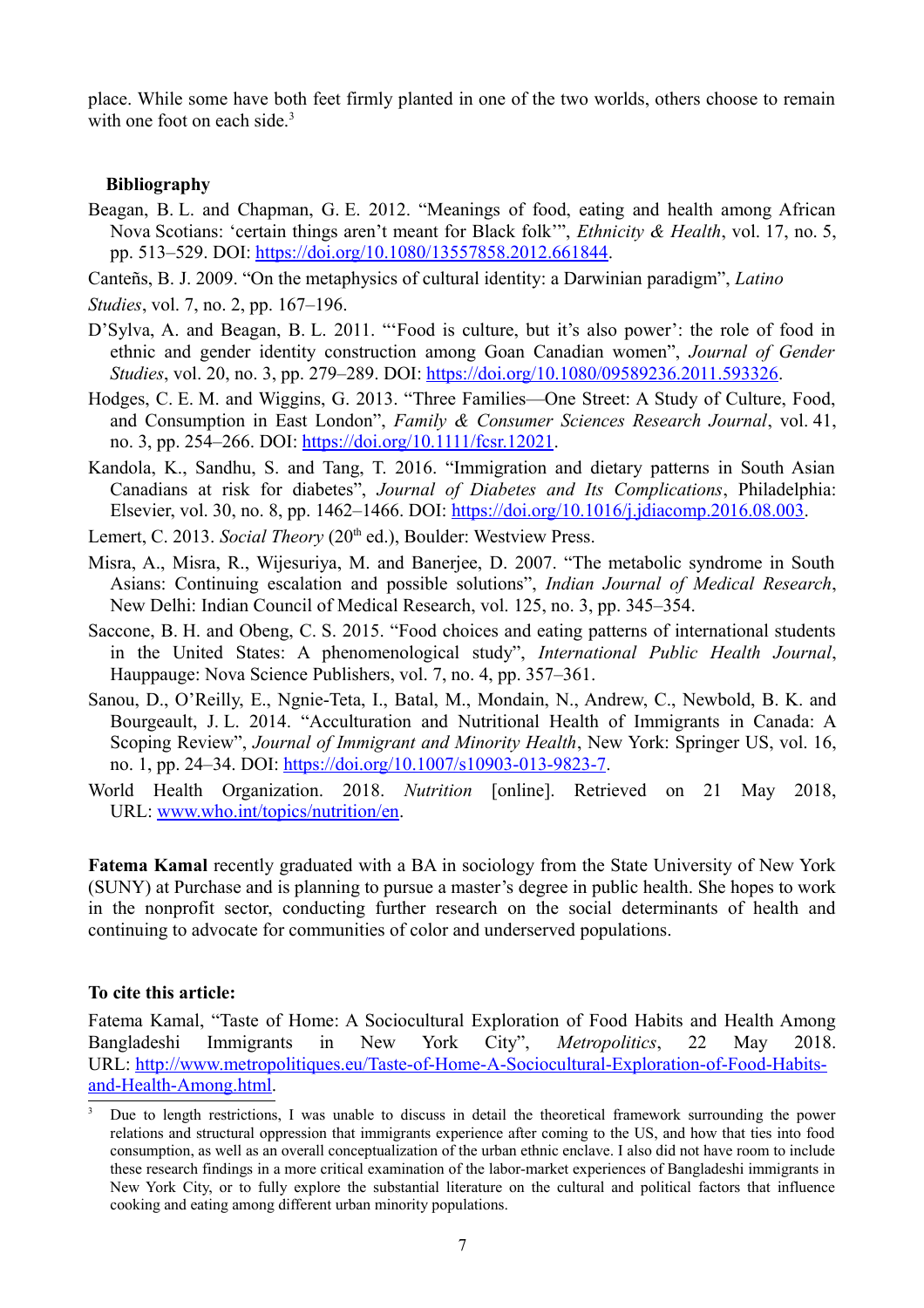place. While some have both feet firmly planted in one of the two worlds, others choose to remain with one foot on each side.[3]

## Bibliography

Beagan, B. L. and Chapman, G. E. 2012. "Meanings of food, eating and health among African Nova Scotians: 'certain things aren't meant for Black folk'", *Ethnicity & Health*, vol. 17, no. 5, pp. 513–529. DOI: https://doi.org/10.1080/13557858.2012.661844.

Canteñs, B. J. 2009. "On the metaphysics of cultural identity: a Darwinian paradigm", *Latino Studies*, vol. 7, no. 2, pp. 167–196.

D'Sylva, A. and Beagan, B. L. 2011. "'Food is culture, but it's also power': the role of food in ethnic and gender identity construction among Goan Canadian women", *Journal of Gender Studies*, vol. 20, no. 3, pp. 279–289. DOI: https://doi.org/10.1080/09589236.2011.593326.

Hodges, C. E. M. and Wiggins, G. 2013. "Three Families—One Street: A Study of Culture, Food, and Consumption in East London", *Family & Consumer Sciences Research Journal*, vol. 41, no. 3, pp. 254–266. DOI: https://doi.org/10.1111/fcsr.12021.

Kandola, K., Sandhu, S. and Tang, T. 2016. "Immigration and dietary patterns in South Asian Canadians at risk for diabetes", *Journal of Diabetes and Its Complications*, Philadelphia: Elsevier, vol. 30, no. 8, pp. 1462–1466. DOI: https://doi.org/10.1016/j.jdiacomp.2016.08.003.

Lemert, C. 2013. *Social Theory* (20th ed.), Boulder: Westview Press.

Misra, A., Misra, R., Wijesuriya, M. and Banerjee, D. 2007. "The metabolic syndrome in South Asians: Continuing escalation and possible solutions", *Indian Journal of Medical Research*, New Delhi: Indian Council of Medical Research, vol. 125, no. 3, pp. 345–354.

Saccone, B. H. and Obeng, C. S. 2015. "Food choices and eating patterns of international students in the United States: A phenomenological study", *International Public Health Journal*, Hauppauge: Nova Science Publishers, vol. 7, no. 4, pp. 357–361.

Sanou, D., O'Reilly, E., Ngnie-Teta, I., Batal, M., Mondain, N., Andrew, C., Newbold, B. K. and Bourgeault, J. L. 2014. "Acculturation and Nutritional Health of Immigrants in Canada: A Scoping Review", *Journal of Immigrant and Minority Health*, New York: Springer US, vol. 16, no. 1, pp. 24–34. DOI: https://doi.org/10.1007/s10903-013-9823-7.

World Health Organization. 2018. *Nutrition* [online]. Retrieved on 21 May 2018, URL: www.who.int/topics/nutrition/en.

**Fatema Kamal** recently graduated with a BA in sociology from the State University of New York (SUNY) at Purchase and is planning to pursue a master's degree in public health. She hopes to work in the nonprofit sector, conducting further research on the social determinants of health and continuing to advocate for communities of color and underserved populations.

**To cite this article:**

Fatema Kamal, "Taste of Home: A Sociocultural Exploration of Food Habits and Health Among Bangladeshi Immigrants in New York City", *Metropolitics*, 22 May 2018. URL: http://www.metropolitiques.eu/Taste-of-Home-A-Sociocultural-Exploration-of-Food-Habits-and-Health-Among.html.

[3] Due to length restrictions, I was unable to discuss in detail the theoretical framework surrounding the power relations and structural oppression that immigrants experience after coming to the US, and how that ties into food consumption, as well as an overall conceptualization of the urban ethnic enclave. I also did not have room to include these research findings in a more critical examination of the labor-market experiences of Bangladeshi immigrants in New York City, or to fully explore the substantial literature on the cultural and political factors that influence cooking and eating among different urban minority populations.